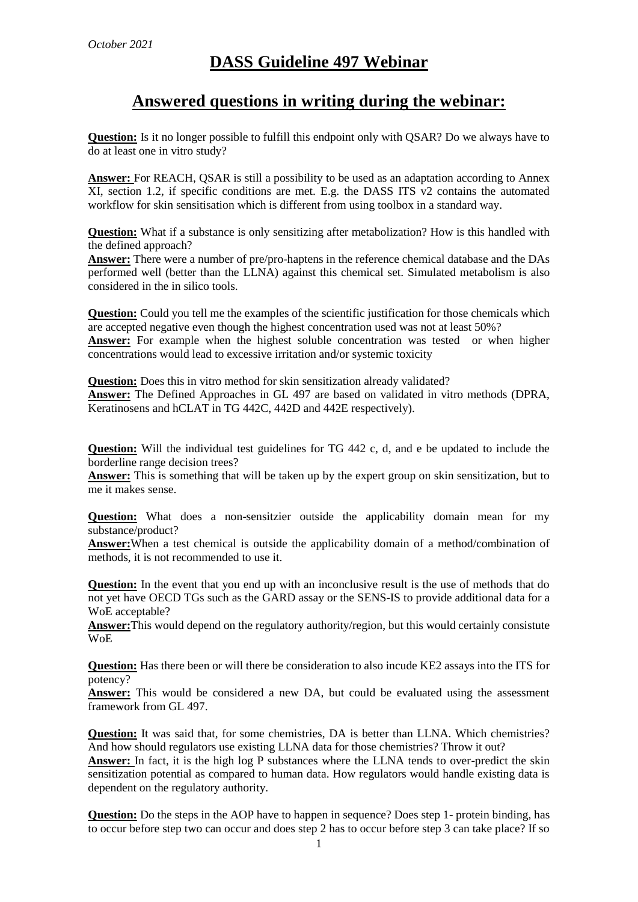*October 2021*

# DASS Guideline 497 Webinar

## Answered questions in writing during the webinar:

**Question:** Is it no longer possible to fulfill this endpoint only with QSAR? Do we always have to do at least one in vitro study?

**Answer:** For REACH, QSAR is still a possibility to be used as an adaptation according to Annex XI, section 1.2, if specific conditions are met. E.g. the DASS ITS v2 contains the automated workflow for skin sensitisation which is different from using toolbox in a standard way.

**Question:** What if a substance is only sensitizing after metabolization? How is this handled with the defined approach?
**Answer:** There were a number of pre/pro-haptens in the reference chemical database and the DAs performed well (better than the LLNA) against this chemical set. Simulated metabolism is also considered in the in silico tools.

**Question:** Could you tell me the examples of the scientific justification for those chemicals which are accepted negative even though the highest concentration used was not at least 50%?
**Answer:** For example when the highest soluble concentration was tested or when higher concentrations would lead to excessive irritation and/or systemic toxicity

**Question:** Does this in vitro method for skin sensitization already validated?
**Answer:** The Defined Approaches in GL 497 are based on validated in vitro methods (DPRA, Keratinosens and hCLAT in TG 442C, 442D and 442E respectively).

**Question:** Will the individual test guidelines for TG 442 c, d, and e be updated to include the borderline range decision trees?
**Answer:** This is something that will be taken up by the expert group on skin sensitization, but to me it makes sense.

**Question:** What does a non-sensitzier outside the applicability domain mean for my substance/product?
**Answer:**When a test chemical is outside the applicability domain of a method/combination of methods, it is not recommended to use it.

**Question:** In the event that you end up with an inconclusive result is the use of methods that do not yet have OECD TGs such as the GARD assay or the SENS-IS to provide additional data for a WoE acceptable?
**Answer:**This would depend on the regulatory authority/region, but this would certainly consistute WoE

**Question:** Has there been or will there be consideration to also incude KE2 assays into the ITS for potency?
**Answer:** This would be considered a new DA, but could be evaluated using the assessment framework from GL 497.

**Question:** It was said that, for some chemistries, DA is better than LLNA. Which chemistries? And how should regulators use existing LLNA data for those chemistries? Throw it out?
**Answer:** In fact, it is the high log P substances where the LLNA tends to over-predict the skin sensitization potential as compared to human data. How regulators would handle existing data is dependent on the regulatory authority.

**Question:** Do the steps in the AOP have to happen in sequence? Does step 1- protein binding, has to occur before step two can occur and does step 2 has to occur before step 3 can take place? If so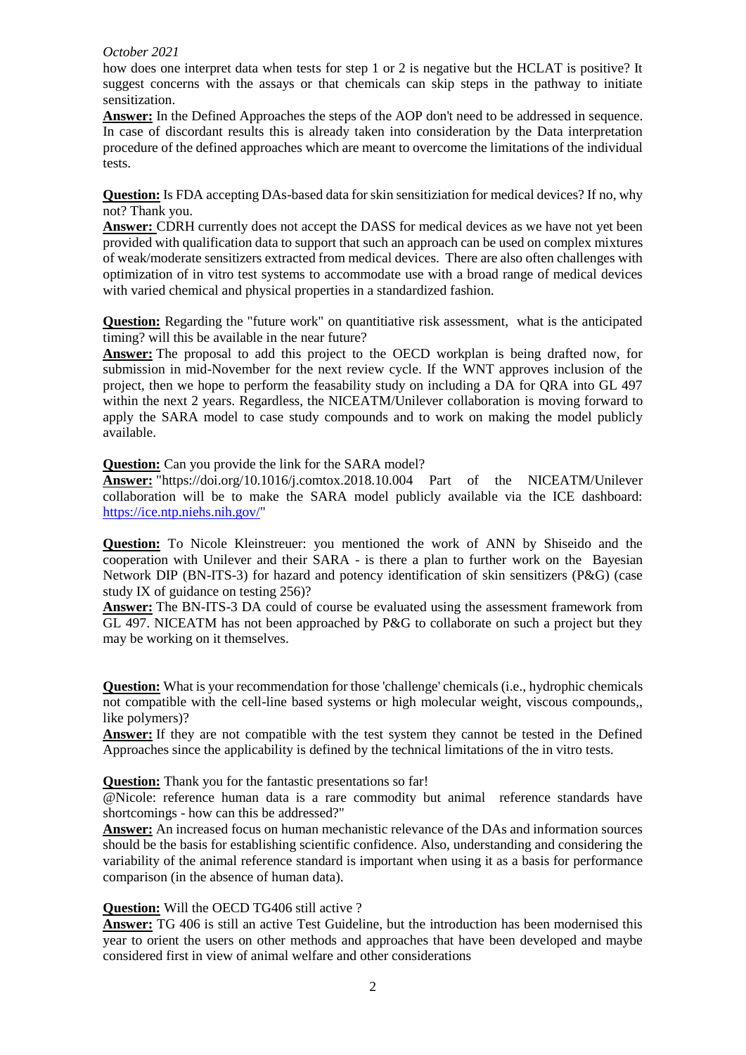*October 2021*

how does one interpret data when tests for step 1 or 2 is negative but the HCLAT is positive? It suggest concerns with the assays or that chemicals can skip steps in the pathway to initiate sensitization.

**Answer:** In the Defined Approaches the steps of the AOP don't need to be addressed in sequence. In case of discordant results this is already taken into consideration by the Data interpretation procedure of the defined approaches which are meant to overcome the limitations of the individual tests.

**Question:** Is FDA accepting DAs-based data for skin sensitiziation for medical devices? If no, why not? Thank you.

**Answer:** CDRH currently does not accept the DASS for medical devices as we have not yet been provided with qualification data to support that such an approach can be used on complex mixtures of weak/moderate sensitizers extracted from medical devices. There are also often challenges with optimization of in vitro test systems to accommodate use with a broad range of medical devices with varied chemical and physical properties in a standardized fashion.

**Question:** Regarding the "future work" on quantitiative risk assessment, what is the anticipated timing? will this be available in the near future?

**Answer:** The proposal to add this project to the OECD workplan is being drafted now, for submission in mid-November for the next review cycle. If the WNT approves inclusion of the project, then we hope to perform the feasability study on including a DA for QRA into GL 497 within the next 2 years. Regardless, the NICEATM/Unilever collaboration is moving forward to apply the SARA model to case study compounds and to work on making the model publicly available.

**Question:** Can you provide the link for the SARA model?

**Answer:** "https://doi.org/10.1016/j.comtox.2018.10.004 Part of the NICEATM/Unilever collaboration will be to make the SARA model publicly available via the ICE dashboard: https://ice.ntp.niehs.nih.gov/"

**Question:** To Nicole Kleinstreuer: you mentioned the work of ANN by Shiseido and the cooperation with Unilever and their SARA - is there a plan to further work on the Bayesian Network DIP (BN-ITS-3) for hazard and potency identification of skin sensitizers (P&G) (case study IX of guidance on testing 256)?

**Answer:** The BN-ITS-3 DA could of course be evaluated using the assessment framework from GL 497. NICEATM has not been approached by P&G to collaborate on such a project but they may be working on it themselves.

**Question:** What is your recommendation for those 'challenge' chemicals (i.e., hydrophic chemicals not compatible with the cell-line based systems or high molecular weight, viscous compounds,, like polymers)?

**Answer:** If they are not compatible with the test system they cannot be tested in the Defined Approaches since the applicability is defined by the technical limitations of the in vitro tests.

**Question:** Thank you for the fantastic presentations so far!

@Nicole: reference human data is a rare commodity but animal reference standards have shortcomings - how can this be addressed?"

**Answer:** An increased focus on human mechanistic relevance of the DAs and information sources should be the basis for establishing scientific confidence. Also, understanding and considering the variability of the animal reference standard is important when using it as a basis for performance comparison (in the absence of human data).

**Question:** Will the OECD TG406 still active ?

**Answer:** TG 406 is still an active Test Guideline, but the introduction has been modernised this year to orient the users on other methods and approaches that have been developed and maybe considered first in view of animal welfare and other considerations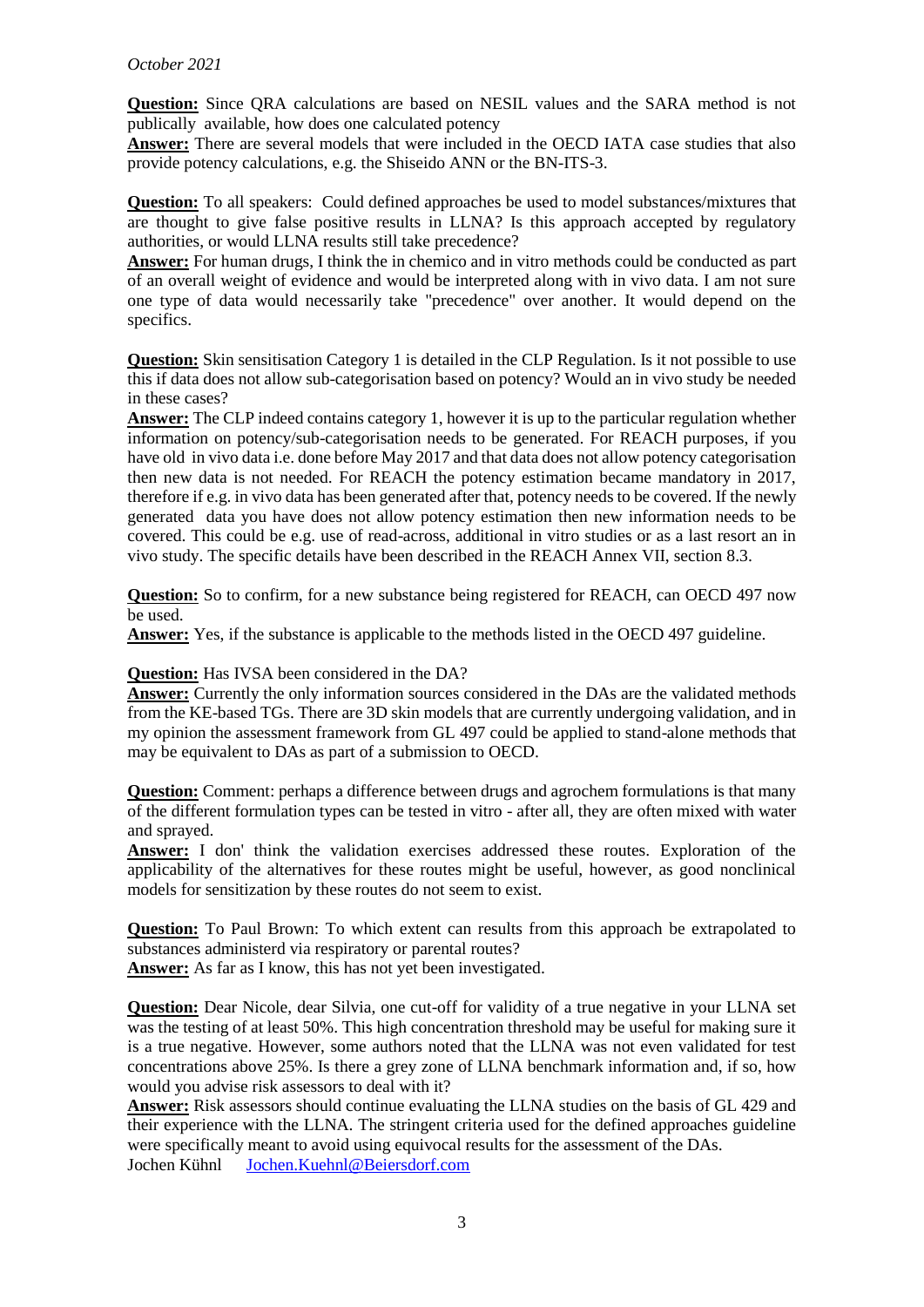*October 2021*

**Question:** Since QRA calculations are based on NESIL values and the SARA method is not publically available, how does one calculated potency
**Answer:** There are several models that were included in the OECD IATA case studies that also provide potency calculations, e.g. the Shiseido ANN or the BN-ITS-3.

**Question:** To all speakers: Could defined approaches be used to model substances/mixtures that are thought to give false positive results in LLNA? Is this approach accepted by regulatory authorities, or would LLNA results still take precedence?
**Answer:** For human drugs, I think the in chemico and in vitro methods could be conducted as part of an overall weight of evidence and would be interpreted along with in vivo data. I am not sure one type of data would necessarily take "precedence" over another. It would depend on the specifics.

**Question:** Skin sensitisation Category 1 is detailed in the CLP Regulation. Is it not possible to use this if data does not allow sub-categorisation based on potency? Would an in vivo study be needed in these cases?
**Answer:** The CLP indeed contains category 1, however it is up to the particular regulation whether information on potency/sub-categorisation needs to be generated. For REACH purposes, if you have old in vivo data i.e. done before May 2017 and that data does not allow potency categorisation then new data is not needed. For REACH the potency estimation became mandatory in 2017, therefore if e.g. in vivo data has been generated after that, potency needs to be covered. If the newly generated data you have does not allow potency estimation then new information needs to be covered. This could be e.g. use of read-across, additional in vitro studies or as a last resort an in vivo study. The specific details have been described in the REACH Annex VII, section 8.3.

**Question:** So to confirm, for a new substance being registered for REACH, can OECD 497 now be used.
**Answer:** Yes, if the substance is applicable to the methods listed in the OECD 497 guideline.

**Question:** Has IVSA been considered in the DA?
**Answer:** Currently the only information sources considered in the DAs are the validated methods from the KE-based TGs. There are 3D skin models that are currently undergoing validation, and in my opinion the assessment framework from GL 497 could be applied to stand-alone methods that may be equivalent to DAs as part of a submission to OECD.

**Question:** Comment: perhaps a difference between drugs and agrochem formulations is that many of the different formulation types can be tested in vitro - after all, they are often mixed with water and sprayed.
**Answer:** I don' think the validation exercises addressed these routes. Exploration of the applicability of the alternatives for these routes might be useful, however, as good nonclinical models for sensitization by these routes do not seem to exist.

**Question:** To Paul Brown: To which extent can results from this approach be extrapolated to substances administerd via respiratory or parental routes?
**Answer:** As far as I know, this has not yet been investigated.

**Question:** Dear Nicole, dear Silvia, one cut-off for validity of a true negative in your LLNA set was the testing of at least 50%. This high concentration threshold may be useful for making sure it is a true negative. However, some authors noted that the LLNA was not even validated for test concentrations above 25%. Is there a grey zone of LLNA benchmark information and, if so, how would you advise risk assessors to deal with it?
**Answer:** Risk assessors should continue evaluating the LLNA studies on the basis of GL 429 and their experience with the LLNA. The stringent criteria used for the defined approaches guideline were specifically meant to avoid using equivocal results for the assessment of the DAs.
Jochen Kühnl [Jochen.Kuehnl@Beiersdorf.com](mailto:Jochen.Kuehnl@Beiersdorf.com)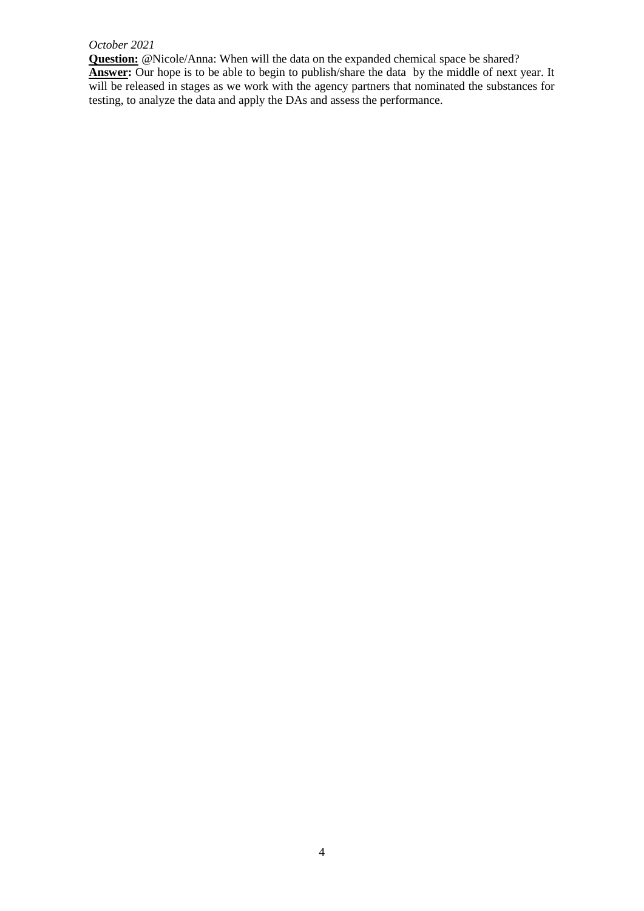*October 2021*

**Question:** @Nicole/Anna: When will the data on the expanded chemical space be shared?

**Answer:** Our hope is to be able to begin to publish/share the data by the middle of next year. It will be released in stages as we work with the agency partners that nominated the substances for testing, to analyze the data and apply the DAs and assess the performance.